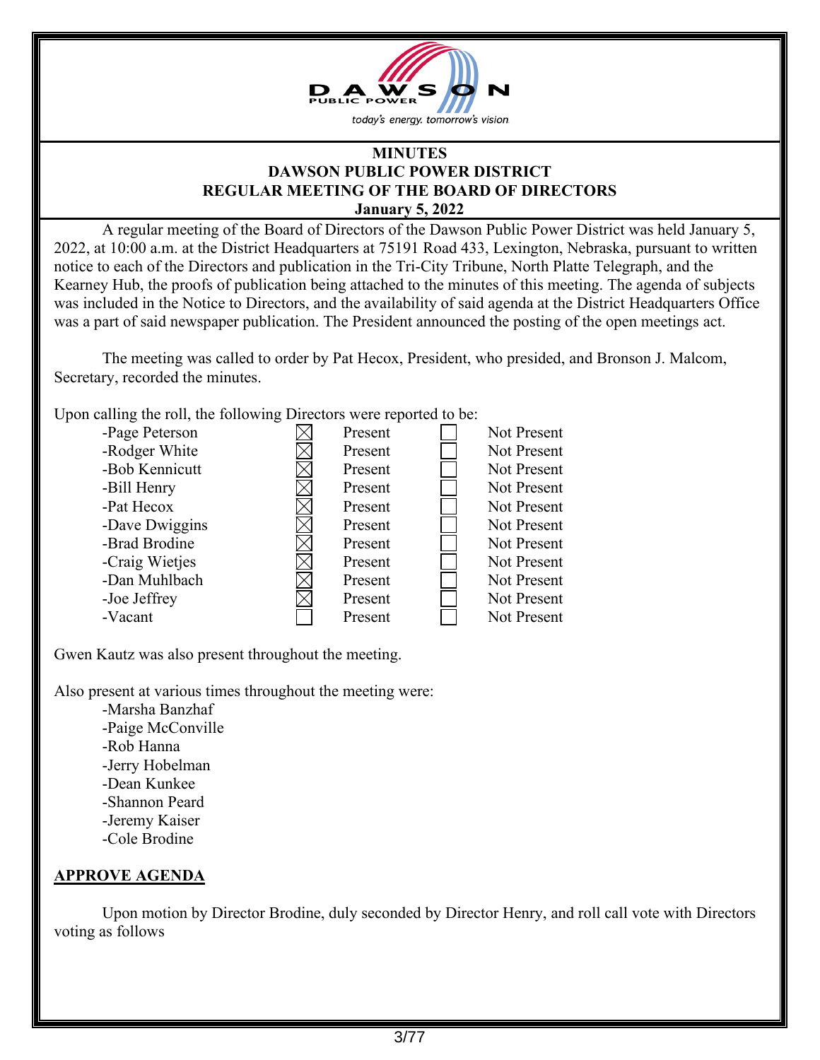# MINUTES
# DAWSON PUBLIC POWER DISTRICT
# REGULAR MEETING OF THE BOARD OF DIRECTORS
## January 5, 2022

A regular meeting of the Board of Directors of the Dawson Public Power District was held January 5, 2022, at 10:00 a.m. at the District Headquarters at 75191 Road 433, Lexington, Nebraska, pursuant to written notice to each of the Directors and publication in the Tri-City Tribune, North Platte Telegraph, and the Kearney Hub, the proofs of publication being attached to the minutes of this meeting. The agenda of subjects was included in the Notice to Directors, and the availability of said agenda at the District Headquarters Office was a part of said newspaper publication. The President announced the posting of the open meetings act.

The meeting was called to order by Pat Hecox, President, who presided, and Bronson J. Malcom, Secretary, recorded the minutes.

Upon calling the roll, the following Directors were reported to be:

| Director | Present | Not Present |
|---|---|---|
| -Page Peterson | ☒ | ☐ |
| -Rodger White | ☒ | ☐ |
| -Bob Kennicutt | ☒ | ☐ |
| -Bill Henry | ☒ | ☐ |
| -Pat Hecox | ☒ | ☐ |
| -Dave Dwiggins | ☒ | ☐ |
| -Brad Brodine | ☒ | ☐ |
| -Craig Wietjes | ☒ | ☐ |
| -Dan Muhlbach | ☒ | ☐ |
| -Joe Jeffrey | ☒ | ☐ |
| -Vacant | ☐ | ☐ |

Gwen Kautz was also present throughout the meeting.

Also present at various times throughout the meeting were:

- -Marsha Banzhaf
- -Paige McConville
- -Rob Hanna
- -Jerry Hobelman
- -Dean Kunkee
- -Shannon Peard
- -Jeremy Kaiser
- -Cole Brodine

## APPROVE AGENDA

Upon motion by Director Brodine, duly seconded by Director Henry, and roll call vote with Directors voting as follows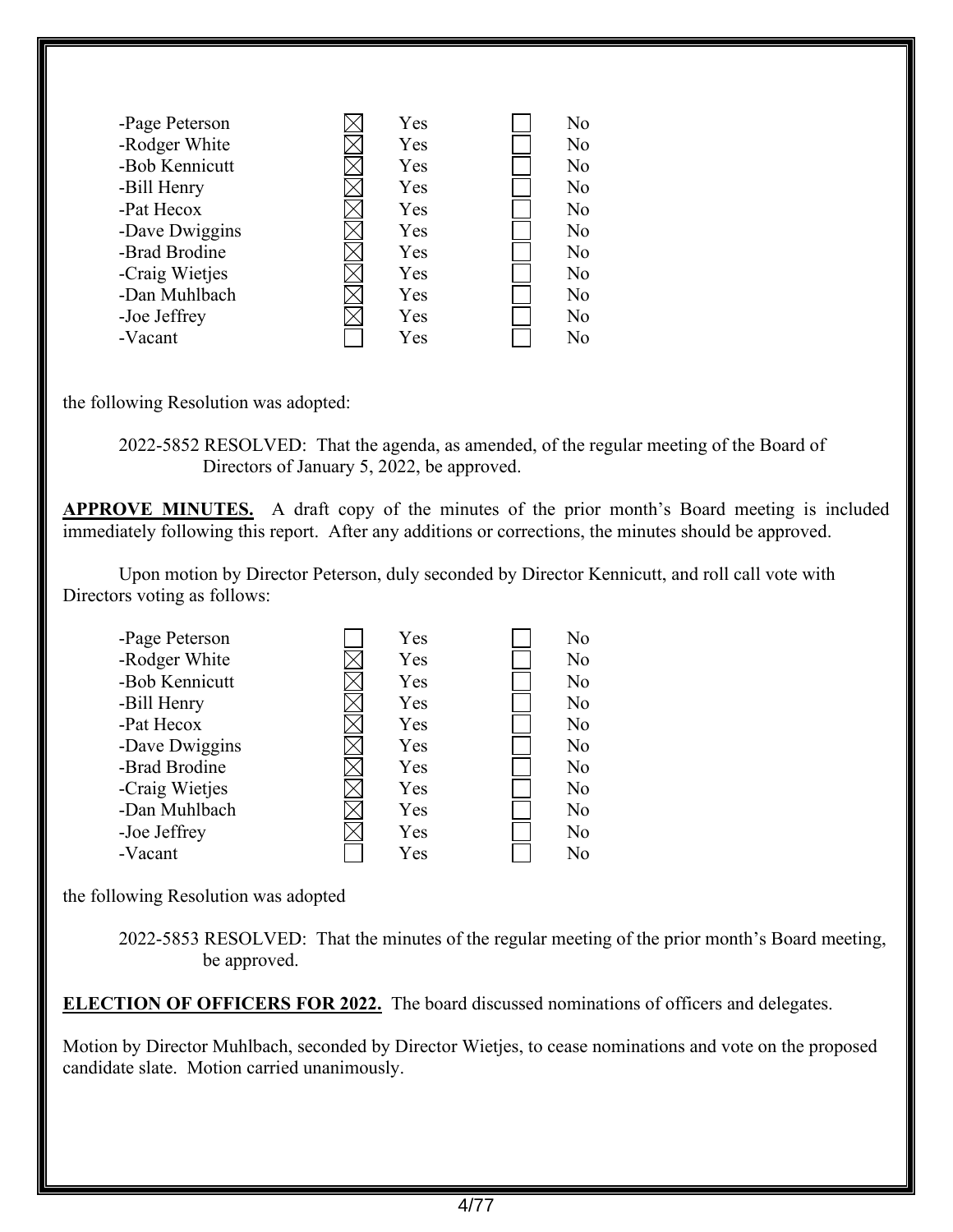| | Yes | No |
|---|---|---|
| -Page Peterson | ☒ | ☐ |
| -Rodger White | ☒ | ☐ |
| -Bob Kennicutt | ☒ | ☐ |
| -Bill Henry | ☒ | ☐ |
| -Pat Hecox | ☒ | ☐ |
| -Dave Dwiggins | ☒ | ☐ |
| -Brad Brodine | ☒ | ☐ |
| -Craig Wietjes | ☒ | ☐ |
| -Dan Muhlbach | ☒ | ☐ |
| -Joe Jeffrey | ☒ | ☐ |
| -Vacant | ☐ | ☐ |

the following Resolution was adopted:

2022-5852 RESOLVED: That the agenda, as amended, of the regular meeting of the Board of Directors of January 5, 2022, be approved.

**APPROVE MINUTES.** A draft copy of the minutes of the prior month's Board meeting is included immediately following this report. After any additions or corrections, the minutes should be approved.

Upon motion by Director Peterson, duly seconded by Director Kennicutt, and roll call vote with Directors voting as follows:

| | Yes | No |
|---|---|---|
| -Page Peterson | ☐ | ☐ |
| -Rodger White | ☒ | ☐ |
| -Bob Kennicutt | ☒ | ☐ |
| -Bill Henry | ☒ | ☐ |
| -Pat Hecox | ☒ | ☐ |
| -Dave Dwiggins | ☒ | ☐ |
| -Brad Brodine | ☒ | ☐ |
| -Craig Wietjes | ☒ | ☐ |
| -Dan Muhlbach | ☒ | ☐ |
| -Joe Jeffrey | ☒ | ☐ |
| -Vacant | ☐ | ☐ |

the following Resolution was adopted

2022-5853 RESOLVED: That the minutes of the regular meeting of the prior month's Board meeting, be approved.

**ELECTION OF OFFICERS FOR 2022.** The board discussed nominations of officers and delegates.

Motion by Director Muhlbach, seconded by Director Wietjes, to cease nominations and vote on the proposed candidate slate. Motion carried unanimously.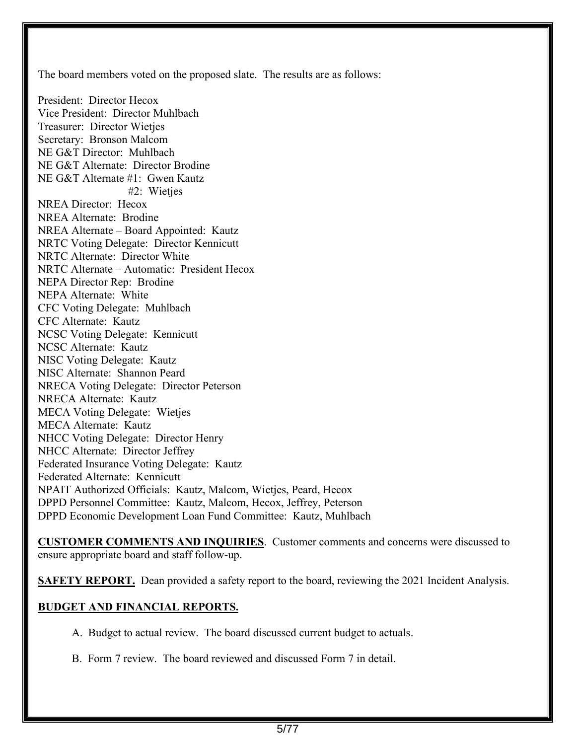The board members voted on the proposed slate. The results are as follows:

President: Director Hecox
Vice President: Director Muhlbach
Treasurer: Director Wietjes
Secretary: Bronson Malcom
NE G&T Director: Muhlbach
NE G&T Alternate: Director Brodine
NE G&T Alternate #1: Gwen Kautz
#2: Wietjes
NREA Director: Hecox
NREA Alternate: Brodine
NREA Alternate – Board Appointed: Kautz
NRTC Voting Delegate: Director Kennicutt
NRTC Alternate: Director White
NRTC Alternate – Automatic: President Hecox
NEPA Director Rep: Brodine
NEPA Alternate: White
CFC Voting Delegate: Muhlbach
CFC Alternate: Kautz
NCSC Voting Delegate: Kennicutt
NCSC Alternate: Kautz
NISC Voting Delegate: Kautz
NISC Alternate: Shannon Peard
NRECA Voting Delegate: Director Peterson
NRECA Alternate: Kautz
MECA Voting Delegate: Wietjes
MECA Alternate: Kautz
NHCC Voting Delegate: Director Henry
NHCC Alternate: Director Jeffrey
Federated Insurance Voting Delegate: Kautz
Federated Alternate: Kennicutt
NPAIT Authorized Officials: Kautz, Malcom, Wietjes, Peard, Hecox
DPPD Personnel Committee: Kautz, Malcom, Hecox, Jeffrey, Peterson
DPPD Economic Development Loan Fund Committee: Kautz, Muhlbach

**CUSTOMER COMMENTS AND INQUIRIES**. Customer comments and concerns were discussed to ensure appropriate board and staff follow-up.

**SAFETY REPORT.** Dean provided a safety report to the board, reviewing the 2021 Incident Analysis.

**BUDGET AND FINANCIAL REPORTS.**

A. Budget to actual review. The board discussed current budget to actuals.

B. Form 7 review. The board reviewed and discussed Form 7 in detail.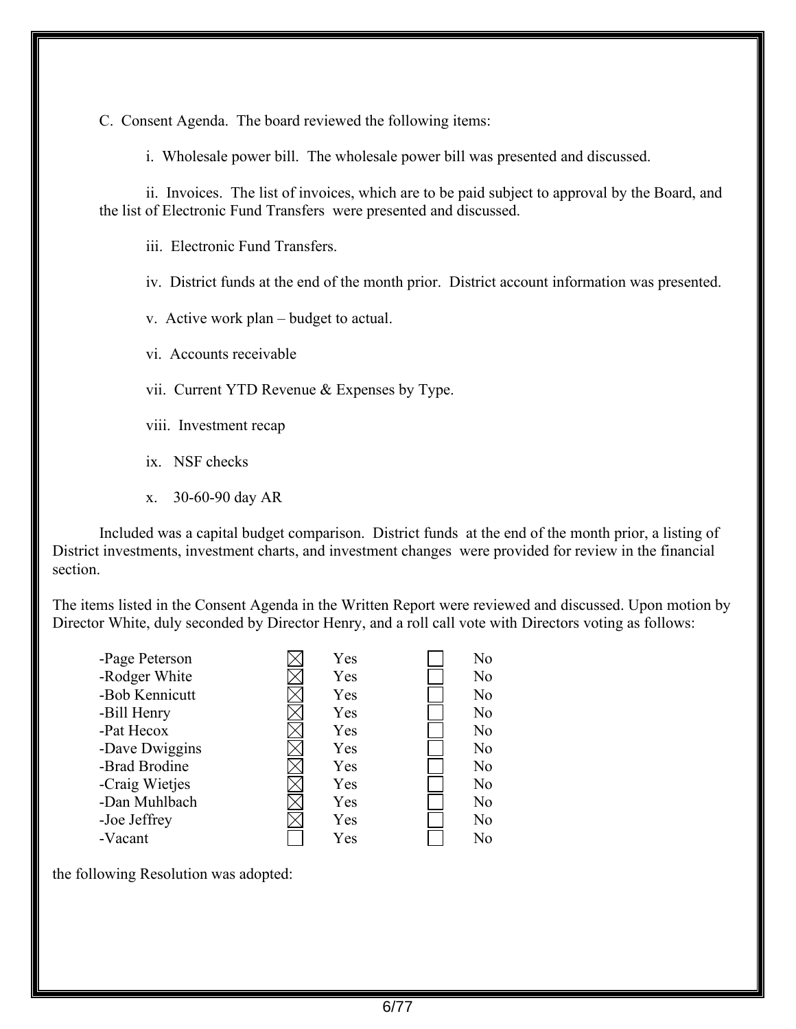C. Consent Agenda. The board reviewed the following items:

i. Wholesale power bill. The wholesale power bill was presented and discussed.

ii. Invoices. The list of invoices, which are to be paid subject to approval by the Board, and the list of Electronic Fund Transfers were presented and discussed.

iii. Electronic Fund Transfers.

iv. District funds at the end of the month prior. District account information was presented.

v. Active work plan – budget to actual.

vi. Accounts receivable

vii. Current YTD Revenue & Expenses by Type.

viii. Investment recap

ix. NSF checks

x. 30-60-90 day AR

Included was a capital budget comparison. District funds at the end of the month prior, a listing of District investments, investment charts, and investment changes were provided for review in the financial section.

The items listed in the Consent Agenda in the Written Report were reviewed and discussed. Upon motion by Director White, duly seconded by Director Henry, and a roll call vote with Directors voting as follows:

| Director | Yes | No |
|---|---|---|
| -Page Peterson | ☒ Yes | ☐ No |
| -Rodger White | ☒ Yes | ☐ No |
| -Bob Kennicutt | ☒ Yes | ☐ No |
| -Bill Henry | ☒ Yes | ☐ No |
| -Pat Hecox | ☒ Yes | ☐ No |
| -Dave Dwiggins | ☒ Yes | ☐ No |
| -Brad Brodine | ☒ Yes | ☐ No |
| -Craig Wietjes | ☒ Yes | ☐ No |
| -Dan Muhlbach | ☒ Yes | ☐ No |
| -Joe Jeffrey | ☒ Yes | ☐ No |
| -Vacant | ☐ Yes | ☐ No |

the following Resolution was adopted: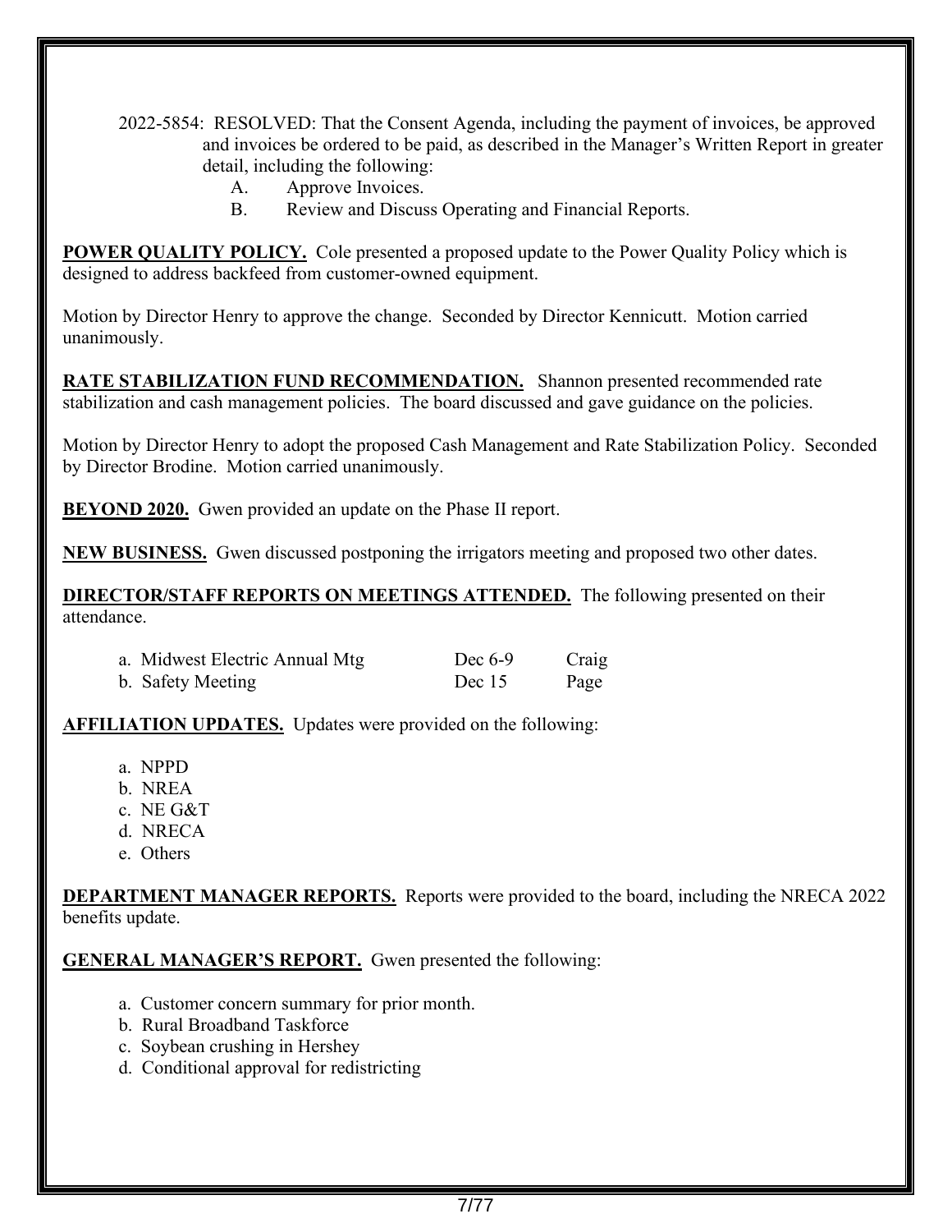2022-5854: RESOLVED: That the Consent Agenda, including the payment of invoices, be approved and invoices be ordered to be paid, as described in the Manager's Written Report in greater detail, including the following:

A. Approve Invoices.
B. Review and Discuss Operating and Financial Reports.

**POWER QUALITY POLICY.** Cole presented a proposed update to the Power Quality Policy which is designed to address backfeed from customer-owned equipment.

Motion by Director Henry to approve the change. Seconded by Director Kennicutt. Motion carried unanimously.

**RATE STABILIZATION FUND RECOMMENDATION.** Shannon presented recommended rate stabilization and cash management policies. The board discussed and gave guidance on the policies.

Motion by Director Henry to adopt the proposed Cash Management and Rate Stabilization Policy. Seconded by Director Brodine. Motion carried unanimously.

**BEYOND 2020.** Gwen provided an update on the Phase II report.

**NEW BUSINESS.** Gwen discussed postponing the irrigators meeting and proposed two other dates.

**DIRECTOR/STAFF REPORTS ON MEETINGS ATTENDED.** The following presented on their attendance.

| | | |
|---|---|---|
| a. Midwest Electric Annual Mtg | Dec 6-9 | Craig |
| b. Safety Meeting | Dec 15 | Page |

**AFFILIATION UPDATES.** Updates were provided on the following:

a. NPPD
b. NREA
c. NE G&T
d. NRECA
e. Others

**DEPARTMENT MANAGER REPORTS.** Reports were provided to the board, including the NRECA 2022 benefits update.

**GENERAL MANAGER'S REPORT.** Gwen presented the following:

a. Customer concern summary for prior month.
b. Rural Broadband Taskforce
c. Soybean crushing in Hershey
d. Conditional approval for redistricting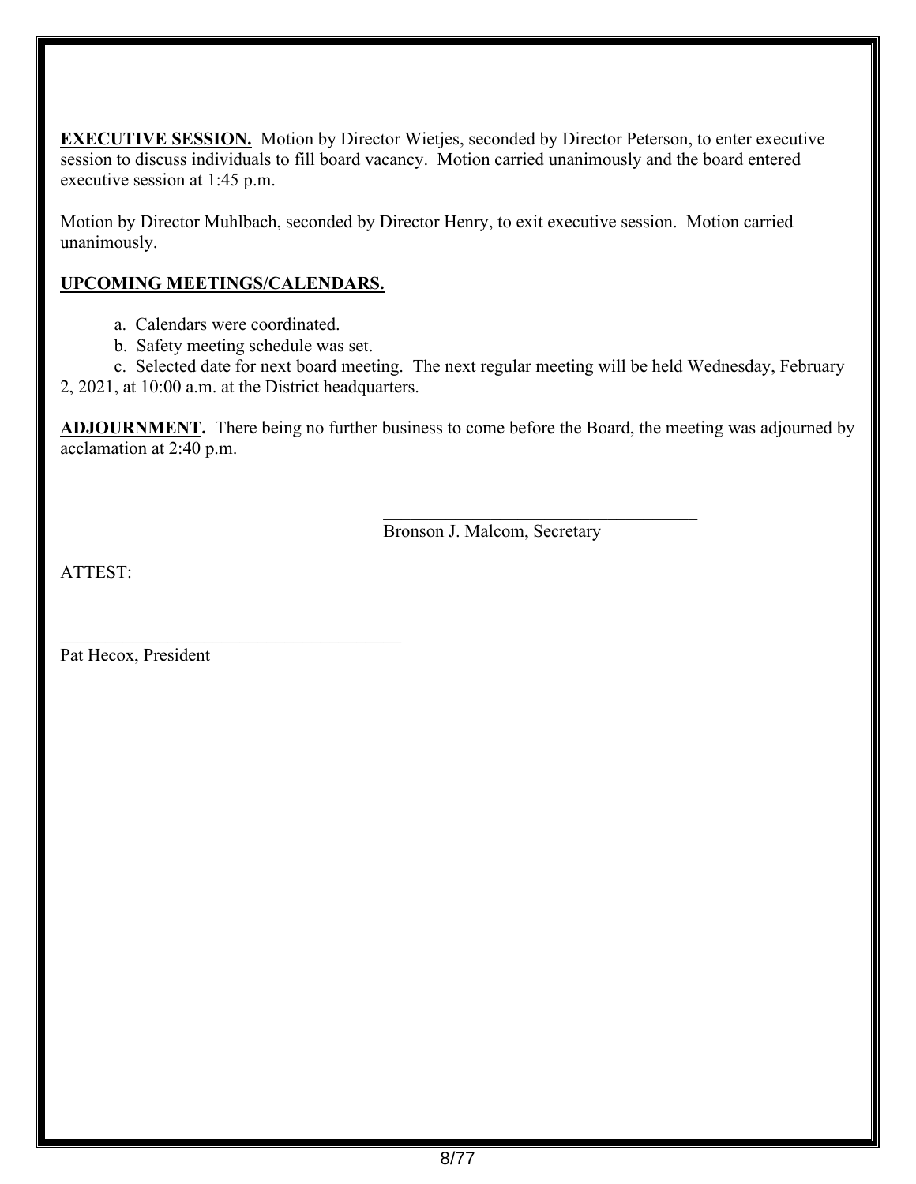**EXECUTIVE SESSION.** Motion by Director Wietjes, seconded by Director Peterson, to enter executive session to discuss individuals to fill board vacancy. Motion carried unanimously and the board entered executive session at 1:45 p.m.

Motion by Director Muhlbach, seconded by Director Henry, to exit executive session. Motion carried unanimously.

**UPCOMING MEETINGS/CALENDARS.**

a. Calendars were coordinated.

b. Safety meeting schedule was set.

c. Selected date for next board meeting. The next regular meeting will be held Wednesday, February 2, 2021, at 10:00 a.m. at the District headquarters.

**ADJOURNMENT.** There being no further business to come before the Board, the meeting was adjourned by acclamation at 2:40 p.m.

\_\_\_\_\_\_\_\_\_\_\_\_\_\_\_\_\_\_\_\_\_\_\_\_\_\_\_\_\_\_\_\_\_\_\_

Bronson J. Malcom, Secretary

ATTEST:

\_\_\_\_\_\_\_\_\_\_\_\_\_\_\_\_\_\_\_\_\_\_\_\_\_\_\_\_\_\_\_\_\_\_\_

Pat Hecox, President